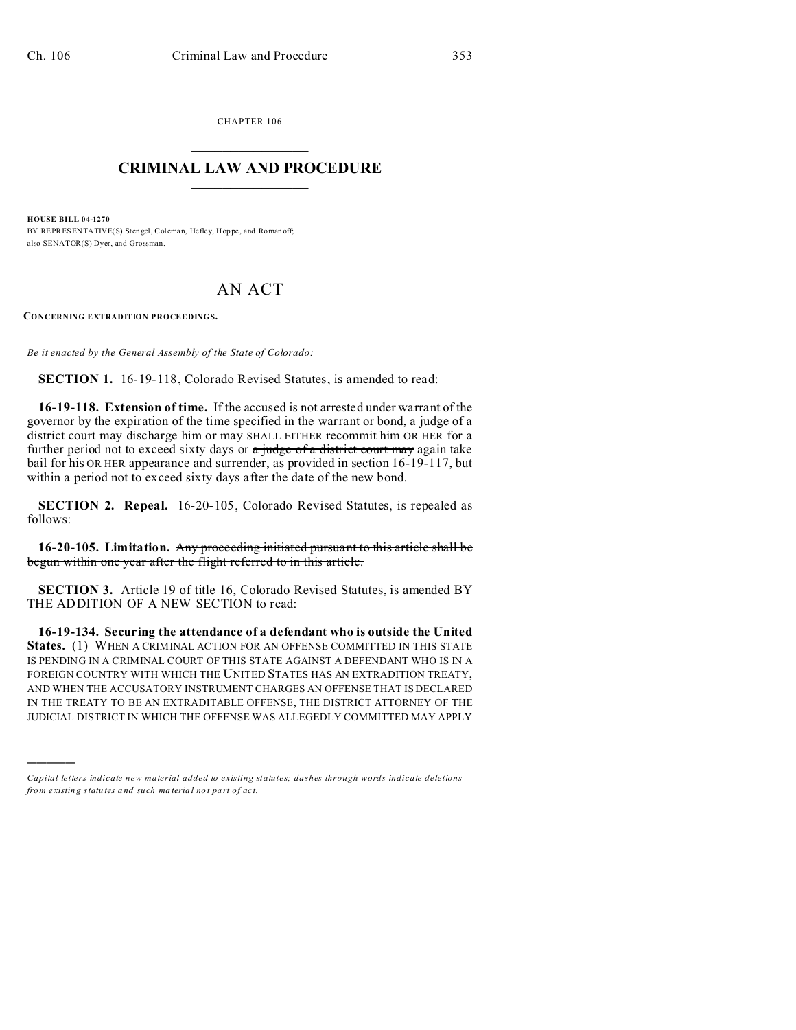CHAPTER 106

# CRIMINAL LAW AND PROCEDURE

**HOUSE BILL 04-1270**

BY REPRESENTATIVE(S) Stengel, Coleman, Hefley, Hoppe, and Romanoff;
also SENATOR(S) Dyer, and Grossman.

## AN ACT

**CONCERNING EXTRADITION PROCEEDINGS.**

*Be it enacted by the General Assembly of the State of Colorado:*

**SECTION 1.** 16-19-118, Colorado Revised Statutes, is amended to read:

**16-19-118. Extension of time.** If the accused is not arrested under warrant of the governor by the expiration of the time specified in the warrant or bond, a judge of a district court ~~may discharge him or may~~ SHALL EITHER recommit him OR HER for a further period not to exceed sixty days or ~~a judge of a district court may~~ again take bail for his OR HER appearance and surrender, as provided in section 16-19-117, but within a period not to exceed sixty days after the date of the new bond.

**SECTION 2. Repeal.** 16-20-105, Colorado Revised Statutes, is repealed as follows:

**16-20-105. Limitation.** ~~Any proceeding initiated pursuant to this article shall be begun within one year after the flight referred to in this article.~~

**SECTION 3.** Article 19 of title 16, Colorado Revised Statutes, is amended BY THE ADDITION OF A NEW SECTION to read:

**16-19-134. Securing the attendance of a defendant who is outside the United States.** (1) WHEN A CRIMINAL ACTION FOR AN OFFENSE COMMITTED IN THIS STATE IS PENDING IN A CRIMINAL COURT OF THIS STATE AGAINST A DEFENDANT WHO IS IN A FOREIGN COUNTRY WITH WHICH THE UNITED STATES HAS AN EXTRADITION TREATY, AND WHEN THE ACCUSATORY INSTRUMENT CHARGES AN OFFENSE THAT IS DECLARED IN THE TREATY TO BE AN EXTRADITABLE OFFENSE, THE DISTRICT ATTORNEY OF THE JUDICIAL DISTRICT IN WHICH THE OFFENSE WAS ALLEGEDLY COMMITTED MAY APPLY

---

*Capital letters indicate new material added to existing statutes; dashes through words indicate deletions from existing statutes and such material not part of act.*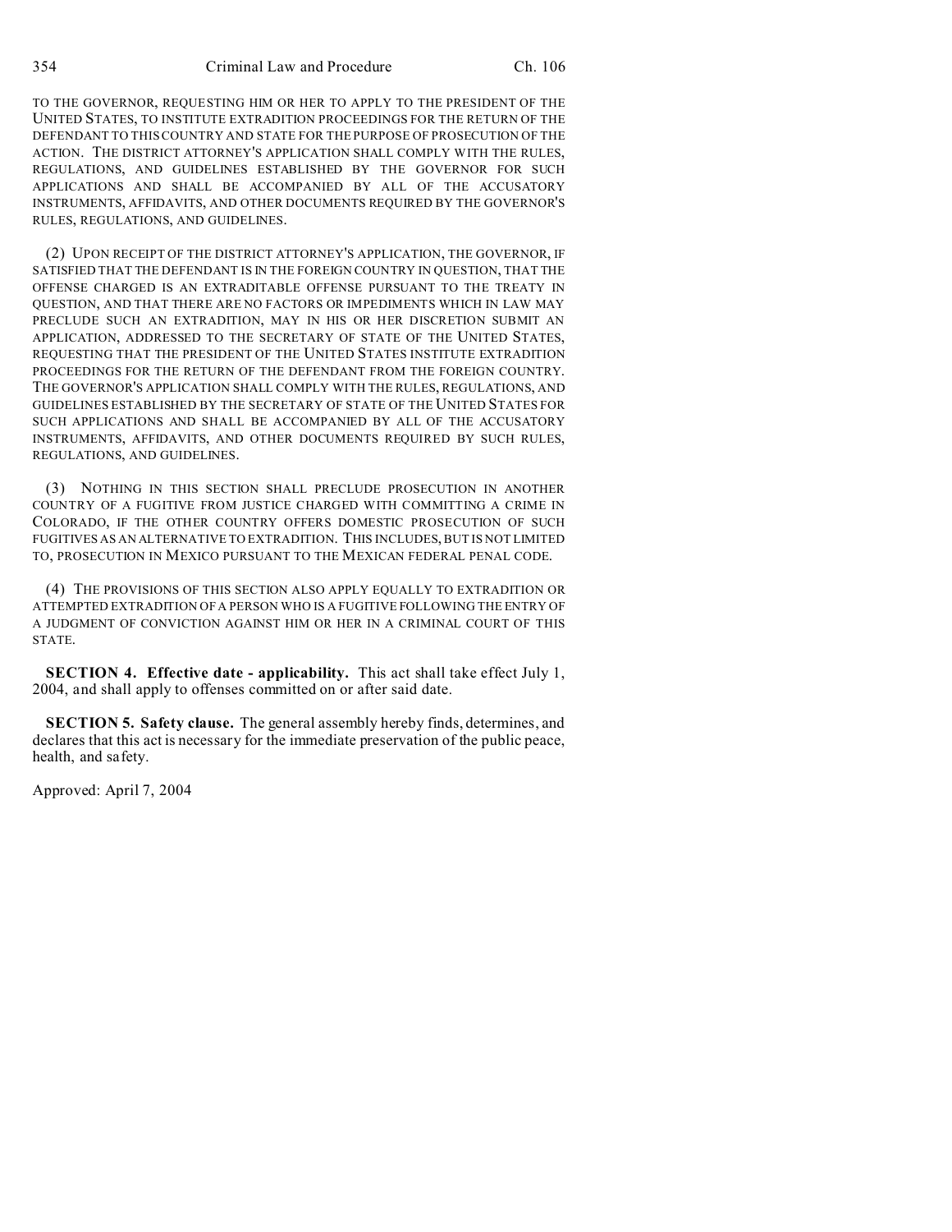TO THE GOVERNOR, REQUESTING HIM OR HER TO APPLY TO THE PRESIDENT OF THE UNITED STATES, TO INSTITUTE EXTRADITION PROCEEDINGS FOR THE RETURN OF THE DEFENDANT TO THIS COUNTRY AND STATE FOR THE PURPOSE OF PROSECUTION OF THE ACTION. THE DISTRICT ATTORNEY'S APPLICATION SHALL COMPLY WITH THE RULES, REGULATIONS, AND GUIDELINES ESTABLISHED BY THE GOVERNOR FOR SUCH APPLICATIONS AND SHALL BE ACCOMPANIED BY ALL OF THE ACCUSATORY INSTRUMENTS, AFFIDAVITS, AND OTHER DOCUMENTS REQUIRED BY THE GOVERNOR'S RULES, REGULATIONS, AND GUIDELINES.

(2) UPON RECEIPT OF THE DISTRICT ATTORNEY'S APPLICATION, THE GOVERNOR, IF SATISFIED THAT THE DEFENDANT IS IN THE FOREIGN COUNTRY IN QUESTION, THAT THE OFFENSE CHARGED IS AN EXTRADITABLE OFFENSE PURSUANT TO THE TREATY IN QUESTION, AND THAT THERE ARE NO FACTORS OR IMPEDIMENTS WHICH IN LAW MAY PRECLUDE SUCH AN EXTRADITION, MAY IN HIS OR HER DISCRETION SUBMIT AN APPLICATION, ADDRESSED TO THE SECRETARY OF STATE OF THE UNITED STATES, REQUESTING THAT THE PRESIDENT OF THE UNITED STATES INSTITUTE EXTRADITION PROCEEDINGS FOR THE RETURN OF THE DEFENDANT FROM THE FOREIGN COUNTRY. THE GOVERNOR'S APPLICATION SHALL COMPLY WITH THE RULES, REGULATIONS, AND GUIDELINES ESTABLISHED BY THE SECRETARY OF STATE OF THE UNITED STATES FOR SUCH APPLICATIONS AND SHALL BE ACCOMPANIED BY ALL OF THE ACCUSATORY INSTRUMENTS, AFFIDAVITS, AND OTHER DOCUMENTS REQUIRED BY SUCH RULES, REGULATIONS, AND GUIDELINES.

(3) NOTHING IN THIS SECTION SHALL PRECLUDE PROSECUTION IN ANOTHER COUNTRY OF A FUGITIVE FROM JUSTICE CHARGED WITH COMMITTING A CRIME IN COLORADO, IF THE OTHER COUNTRY OFFERS DOMESTIC PROSECUTION OF SUCH FUGITIVES AS AN ALTERNATIVE TO EXTRADITION. THIS INCLUDES, BUT IS NOT LIMITED TO, PROSECUTION IN MEXICO PURSUANT TO THE MEXICAN FEDERAL PENAL CODE.

(4) THE PROVISIONS OF THIS SECTION ALSO APPLY EQUALLY TO EXTRADITION OR ATTEMPTED EXTRADITION OF A PERSON WHO IS A FUGITIVE FOLLOWING THE ENTRY OF A JUDGMENT OF CONVICTION AGAINST HIM OR HER IN A CRIMINAL COURT OF THIS STATE.

**SECTION 4. Effective date - applicability.** This act shall take effect July 1, 2004, and shall apply to offenses committed on or after said date.

**SECTION 5. Safety clause.** The general assembly hereby finds, determines, and declares that this act is necessary for the immediate preservation of the public peace, health, and safety.

Approved: April 7, 2004